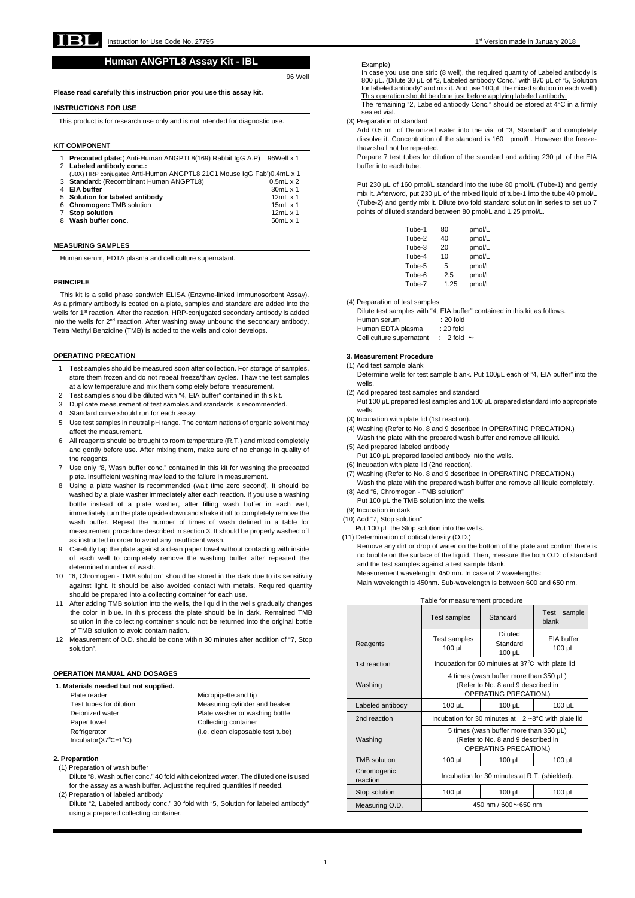# Human ANGPTL8 Assay Kit - IBL

96 Well

**Please read carefully this instruction prior you use this assay kit.**

## INSTRUCTIONS FOR USE

This product is for research use only and is not intended for diagnostic use.

## KIT COMPONENT

| | | |
|---|---|---|
| 1 | **Precoated plate:**( Anti-Human ANGPTL8(169) Rabbit IgG A.P) | 96Well x 1 |
| 2 | **Labeled antibody conc.:** (30X) HRP conjugated Anti-Human ANGPTL8 21C1 Mouse IgG Fab') | 0.4mL x 1 |
| 3 | **Standard:** (Recombinant Human ANGPTL8) | 0.5mL x 2 |
| 4 | **EIA buffer** | 30mL x 1 |
| 5 | **Solution for labeled antibody** | 12mL x 1 |
| 6 | **Chromogen:** TMB solution | 15mL x 1 |
| 7 | **Stop solution** | 12mL x 1 |
| 8 | **Wash buffer conc.** | 50mL x 1 |

## MEASURING SAMPLES

Human serum, EDTA plasma and cell culture supernatant.

## PRINCIPLE

This kit is a solid phase sandwich ELISA (Enzyme-linked Immunosorbent Assay). As a primary antibody is coated on a plate, samples and standard are added into the wells for 1st reaction. After the reaction, HRP-conjugated secondary antibody is added into the wells for 2nd reaction. After washing away unbound the secondary antibody, Tetra Methyl Benzidine (TMB) is added to the wells and color develops.

## OPERATING PRECATION

1. Test samples should be measured soon after collection. For storage of samples, store them frozen and do not repeat freeze/thaw cycles. Thaw the test samples at a low temperature and mix them completely before measurement.
2. Test samples should be diluted with "4, EIA buffer" contained in this kit.
3. Duplicate measurement of test samples and standards is recommended.
4. Standard curve should run for each assay.
5. Use test samples in neutral pH range. The contaminations of organic solvent may affect the measurement.
6. All reagents should be brought to room temperature (R.T.) and mixed completely and gently before use. After mixing them, make sure of no change in quality of the reagents.
7. Use only "8, Wash buffer conc." contained in this kit for washing the precoated plate. Insufficient washing may lead to the failure in measurement.
8. Using a plate washer is recommended (wait time zero second). It should be washed by a plate washer immediately after each reaction. If you use a washing bottle instead of a plate washer, after filling wash buffer in each well, immediately turn the plate upside down and shake it off to completely remove the wash buffer. Repeat the number of times of wash defined in a table for measurement procedure described in section 3. It should be properly washed off as instructed in order to avoid any insufficient wash.
9. Carefully tap the plate against a clean paper towel without contacting with inside of each well to completely remove the washing buffer after repeated the determined number of wash.
10. "6, Chromogen - TMB solution" should be stored in the dark due to its sensitivity against light. It should be also avoided contact with metals. Required quantity should be prepared into a collecting container for each use.
11. After adding TMB solution into the wells, the liquid in the wells gradually changes the color in blue. In this process the plate should be in dark. Remained TMB solution in the collecting container should not be returned into the original bottle of TMB solution to avoid contamination.
12. Measurement of O.D. should be done within 30 minutes after addition of "7, Stop solution".

## OPERATION MANUAL AND DOSAGES

### 1. Materials needed but not supplied.

| | |
|---|---|
| Plate reader | Micropipette and tip |
| Test tubes for dilution | Measuring cylinder and beaker |
| Deionized water | Plate washer or washing bottle |
| Paper towel | Collecting container |
| Refrigerator | (i.e. clean disposable test tube) |
| Incubator(37℃±1℃) | |

### 2. Preparation

(1) Preparation of wash buffer

Dilute "8, Wash buffer conc." 40 fold with deionized water. The diluted one is used for the assay as a wash buffer. Adjust the required quantities if needed.

(2) Preparation of labeled antibody

Dilute "2, Labeled antibody conc." 30 fold with "5, Solution for labeled antibody" using a prepared collecting container.

Example)

In case you use one strip (8 well), the required quantity of Labeled antibody is 800 µL. (Dilute 30 µL of "2, Labeled antibody Conc." with 870 µL of "5, Solution for labeled antibody" and mix it. And use 100µL the mixed solution in each well.) This operation should be done just before applying labeled antibody.

The remaining "2, Labeled antibody Conc." should be stored at 4°C in a firmly sealed vial.

(3) Preparation of standard

Add 0.5 mL of Deionized water into the vial of "3, Standard" and completely dissolve it. Concentration of the standard is 160 pmol/L. However the freeze-thaw shall not be repeated.

Prepare 7 test tubes for dilution of the standard and adding 230 µL of the EIA buffer into each tube.

Put 230 µL of 160 pmol/L standard into the tube 80 pmol/L (Tube-1) and gently mix it. Afterword, put 230 µL of the mixed liquid of tube-1 into the tube 40 pmol/L (Tube-2) and gently mix it. Dilute two fold standard solution in series to set up 7 points of diluted standard between 80 pmol/L and 1.25 pmol/L.

| | | |
|---|---|---|
| Tube-1 | 80 | pmol/L |
| Tube-2 | 40 | pmol/L |
| Tube-3 | 20 | pmol/L |
| Tube-4 | 10 | pmol/L |
| Tube-5 | 5 | pmol/L |
| Tube-6 | 2.5 | pmol/L |
| Tube-7 | 1.25 | pmol/L |

(4) Preparation of test samples

Dilute test samples with "4, EIA buffer" contained in this kit as follows.

| | |
|---|---|
| Human serum | : 20 fold |
| Human EDTA plasma | : 20 fold |
| Cell culture supernatant | : 2 fold ～ |

### 3. Measurement Procedure

(1) Add test sample blank

Determine wells for test sample blank. Put 100µL each of "4, EIA buffer" into the wells.

(2) Add prepared test samples and standard

Put 100 µL prepared test samples and 100 µL prepared standard into appropriate wells.

(3) Incubation with plate lid (1st reaction).

(4) Washing (Refer to No. 8 and 9 described in OPERATING PRECATION.)

Wash the plate with the prepared wash buffer and remove all liquid.

(5) Add prepared labeled antibody

Put 100 µL prepared labeled antibody into the wells.

(6) Incubation with plate lid (2nd reaction).

(7) Washing (Refer to No. 8 and 9 described in OPERATING PRECATION.)

Wash the plate with the prepared wash buffer and remove all liquid completely.

(8) Add "6, Chromogen - TMB solution"

Put 100 µL the TMB solution into the wells.

(9) Incubation in dark

(10) Add "7, Stop solution"

Put 100 µL the Stop solution into the wells.

(11) Determination of optical density (O.D.)

Remove any dirt or drop of water on the bottom of the plate and confirm there is no bubble on the surface of the liquid. Then, measure the both O.D. of standard and the test samples against a test sample blank.

Measurement wavelength: 450 nm. In case of 2 wavelengths:

Main wavelength is 450nm. Sub-wavelength is between 600 and 650 nm.

Table for measurement procedure

| | Test samples | Standard | Test sample blank |
|---|---|---|---|
| Reagents | Test samples 100 µL | Diluted Standard 100 µL | EIA buffer 100 µL |
| 1st reaction | Incubation for 60 minutes at 37℃ with plate lid | | |
| Washing | 4 times (wash buffer more than 350 µL) (Refer to No. 8 and 9 described in OPERATING PRECATION.) | | |
| Labeled antibody | 100 µL | 100 µL | 100 µL |
| 2nd reaction | Incubation for 30 minutes at 2 ~8°C with plate lid | | |
| Washing | 5 times (wash buffer more than 350 µL) (Refer to No. 8 and 9 described in OPERATING PRECATION.) | | |
| TMB solution | 100 µL | 100 µL | 100 µL |
| Chromogenic reaction | Incubation for 30 minutes at R.T. (shielded). | | |
| Stop solution | 100 µL | 100 µL | 100 µL |
| Measuring O.D. | 450 nm / 600～650 nm | | |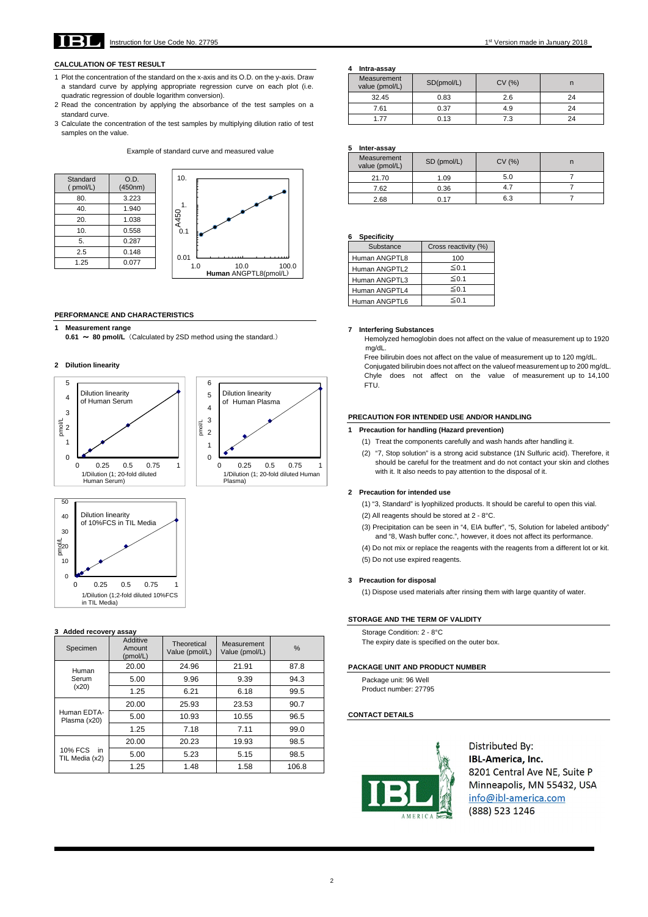## CALCULATION OF TEST RESULT

1. Plot the concentration of the standard on the x-axis and its O.D. on the y-axis. Draw a standard curve by applying appropriate regression curve on each plot (i.e. quadratic regression of double logarithm conversion).
2. Read the concentration by applying the absorbance of the test samples on a standard curve.
3. Calculate the concentration of the test samples by multiplying dilution ratio of test samples on the value.

Example of standard curve and measured value

| Standard ( pmol/L) | O.D. (450nm) |
|---|---|
| 80. | 3.223 |
| 40. | 1.940 |
| 20. | 1.038 |
| 10. | 0.558 |
| 5. | 0.287 |
| 2.5 | 0.148 |
| 1.25 | 0.077 |

10.
1.
A450
0.1
0.01
1.0
10.0
100.0
**Human** ANGPTL8(pmol/L)

## PERFORMANCE AND CHARACTERISTICS

**1 Measurement range**

**0.61 ～ 80 pmol/L** （Calculated by 2SD method using the standard.）

**2 Dilution linearity**

Dilution linearity of Human Serum
pmol/L
0 0.25 0.5 0.75 1
1/Dilution (1; 20-fold diluted Human Serum)

Dilution linearity of Human Plasma
pmol/L
0 0.25 0.5 0.75 1
1/Dilution (1; 20-fold diluted Human Plasma)

Dilution linearity of 10%FCS in TIL Media
pmol/L
0 0.25 0.5 0.75 1
1/Dilution (1;2-fold diluted 10%FCS in TIL Media)

**3 Added recovery assay**

| Specimen | Additive Amount (pmol/L) | Theoretical Value (pmol/L) | Measurement Value (pmol/L) | % |
|---|---|---|---|---|
| Human Serum (x20) | 20.00 | 24.96 | 21.91 | 87.8 |
| | 5.00 | 9.96 | 9.39 | 94.3 |
| | 1.25 | 6.21 | 6.18 | 99.5 |
| Human EDTA-Plasma (x20) | 20.00 | 25.93 | 23.53 | 90.7 |
| | 5.00 | 10.93 | 10.55 | 96.5 |
| | 1.25 | 7.18 | 7.11 | 99.0 |
| 10% FCS in TIL Media (x2) | 20.00 | 20.23 | 19.93 | 98.5 |
| | 5.00 | 5.23 | 5.15 | 98.5 |
| | 1.25 | 1.48 | 1.58 | 106.8 |

**4 Intra-assay**

| Measurement value (pmol/L) | SD(pmol/L) | CV (%) | n |
|---|---|---|---|
| 32.45 | 0.83 | 2.6 | 24 |
| 7.61 | 0.37 | 4.9 | 24 |
| 1.77 | 0.13 | 7.3 | 24 |

**5 Inter-assay**

| Measurement value (pmol/L) | SD (pmol/L) | CV (%) | n |
|---|---|---|---|
| 21.70 | 1.09 | 5.0 | 7 |
| 7.62 | 0.36 | 4.7 | 7 |
| 2.68 | 0.17 | 6.3 | 7 |

**6 Specificity**

| Substance | Cross reactivity (%) |
|---|---|
| Human ANGPTL8 | 100 |
| Human ANGPTL2 | ≦0.1 |
| Human ANGPTL3 | ≦0.1 |
| Human ANGPTL4 | ≦0.1 |
| Human ANGPTL6 | ≦0.1 |

**7 Interfering Substances**

Hemolyzed hemoglobin does not affect on the value of measurement up to 1920 mg/dL.
Free bilirubin does not affect on the value of measurement up to 120 mg/dL.
Conjugated bilirubin does not affect on the valueof measurement up to 200 mg/dL.
Chyle does not affect on the value of measurement up to 14,100 FTU.

## PRECAUTION FOR INTENDED USE AND/OR HANDLING

**1 Precaution for handling (Hazard prevention)**

(1) Treat the components carefully and wash hands after handling it.
(2) "7, Stop solution" is a strong acid substance (1N Sulfuric acid). Therefore, it should be careful for the treatment and do not contact your skin and clothes with it. It also needs to pay attention to the disposal of it.

**2 Precaution for intended use**

(1) "3, Standard" is lyophilized products. It should be careful to open this vial.
(2) All reagents should be stored at 2 - 8°C.
(3) Precipitation can be seen in "4, EIA buffer", "5, Solution for labeled antibody" and "8, Wash buffer conc.", however, it does not affect its performance.
(4) Do not mix or replace the reagents with the reagents from a different lot or kit.
(5) Do not use expired reagents.

**3 Precaution for disposal**

(1) Dispose used materials after rinsing them with large quantity of water.

## STORAGE AND THE TERM OF VALIDITY

Storage Condition: 2 - 8°C
The expiry date is specified on the outer box.

## PACKAGE UNIT AND PRODUCT NUMBER

Package unit: 96 Well
Product number: 27795

## CONTACT DETAILS

Distributed By:
**IBL-America, Inc.**
8201 Central Ave NE, Suite P
Minneapolis, MN 55432, USA
info@ibl-america.com
(888) 523 1246